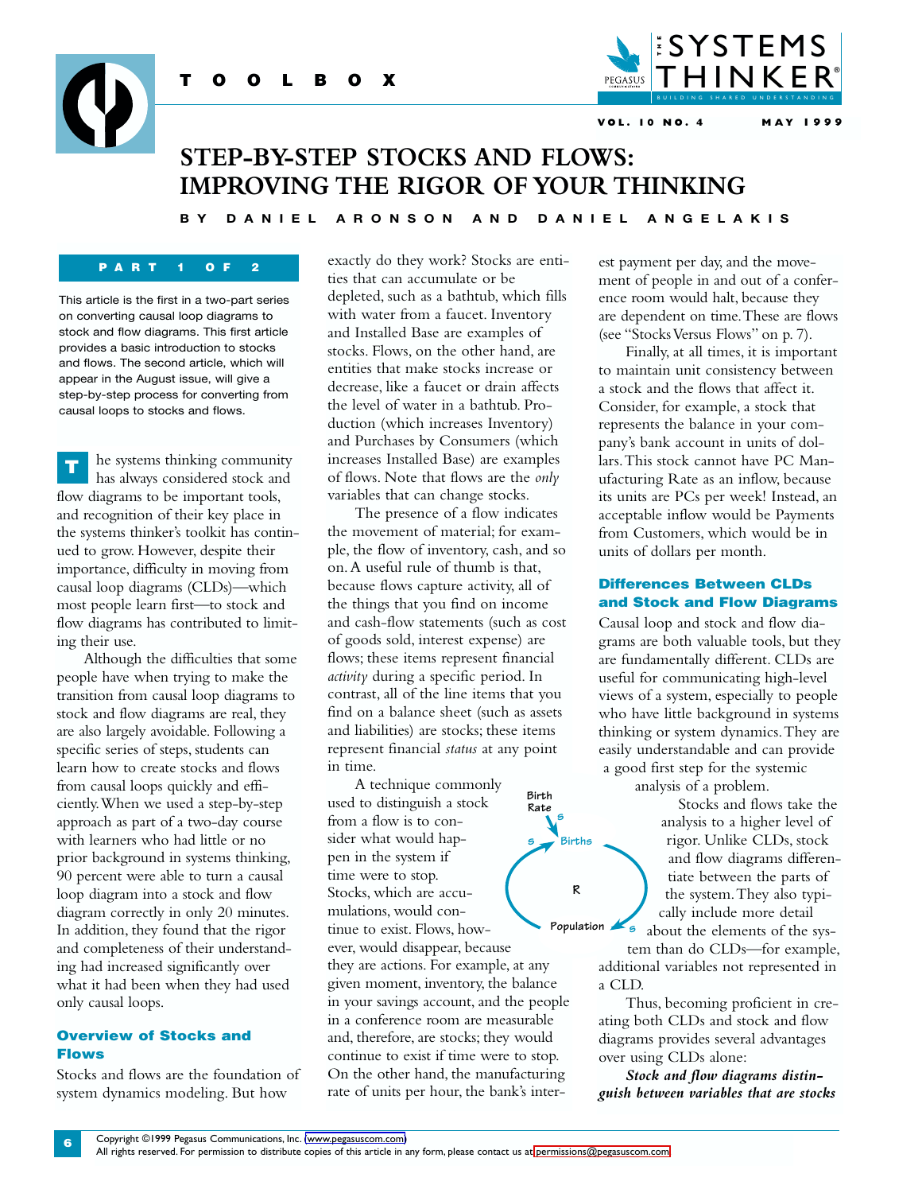# STEP-BY-STEP STOCKS AND FLOWS: IMPROVING THE RIGOR OF YOUR THINKING

**BY DANIEL ARONSON AND DANIEL ANGELAKIS**

**PART 1 OF 2**

This article is the first in a two-part series on converting causal loop diagrams to stock and flow diagrams. This first article provides a basic introduction to stocks and flows. The second article, which will appear in the August issue, will give a step-by-step process for converting from causal loops to stocks and flows.

The systems thinking community has always considered stock and flow diagrams to be important tools, and recognition of their key place in the systems thinker's toolkit has continued to grow. However, despite their importance, difficulty in moving from causal loop diagrams (CLDs)—which most people learn first—to stock and flow diagrams has contributed to limiting their use.

Although the difficulties that some people have when trying to make the transition from causal loop diagrams to stock and flow diagrams are real, they are also largely avoidable. Following a specific series of steps, students can learn how to create stocks and flows from causal loops quickly and efficiently. When we used a step-by-step approach as part of a two-day course with learners who had little or no prior background in systems thinking, 90 percent were able to turn a causal loop diagram into a stock and flow diagram correctly in only 20 minutes. In addition, they found that the rigor and completeness of their understanding had increased significantly over what it had been when they had used only causal loops.

## Overview of Stocks and Flows

Stocks and flows are the foundation of system dynamics modeling. But how exactly do they work? Stocks are entities that can accumulate or be depleted, such as a bathtub, which fills with water from a faucet. Inventory and Installed Base are examples of stocks. Flows, on the other hand, are entities that make stocks increase or decrease, like a faucet or drain affects the level of water in a bathtub. Production (which increases Inventory) and Purchases by Consumers (which increases Installed Base) are examples of flows. Note that flows are the *only* variables that can change stocks.

The presence of a flow indicates the movement of material; for example, the flow of inventory, cash, and so on. A useful rule of thumb is that, because flows capture activity, all of the things that you find on income and cash-flow statements (such as cost of goods sold, interest expense) are flows; these items represent financial *activity* during a specific period. In contrast, all of the line items that you find on a balance sheet (such as assets and liabilities) are stocks; these items represent financial *status* at any point in time.

A technique commonly used to distinguish a stock from a flow is to consider what would happen in the system if time were to stop. Stocks, which are accumulations, would continue to exist. Flows, however, would disappear, because they are actions. For example, at any given moment, the balance in your savings account, and the people in a conference room are measurable and, therefore, are stocks; they would continue to exist if time were to stop. On the other hand, the manufacturing rate of units per hour, the bank's interest payment per day, and the movement of people in and out of a conference room would halt, because they are dependent on time. These are flows (see "Stocks Versus Flows" on p. 7).

Finally, at all times, it is important to maintain unit consistency between a stock and the flows that affect it. Consider, for example, a stock that represents the balance in your company's bank account in units of dollars. This stock cannot have PC Manufacturing Rate as an inflow, because its units are PCs per week! Instead, an acceptable inflow would be Payments from Customers, which would be in units of dollars per month.

## Differences Between CLDs and Stock and Flow Diagrams

Causal loop and stock and flow diagrams are both valuable tools, but they are fundamentally different. CLDs are useful for communicating high-level views of a system, especially to people who have little background in systems thinking or system dynamics. They are easily understandable and can provide a good first step for the systemic analysis of a problem.

Stocks and flows take the analysis to a higher level of rigor. Unlike CLDs, stock and flow diagrams differentiate between the parts of the system. They typically include more detail about the elements of the system than do CLDs—for example, additional variables not represented in a CLD.

Thus, becoming proficient in creating both CLDs and stock and flow diagrams provides several advantages over using CLDs alone:

***Stock and flow diagrams distinguish between variables that are stocks***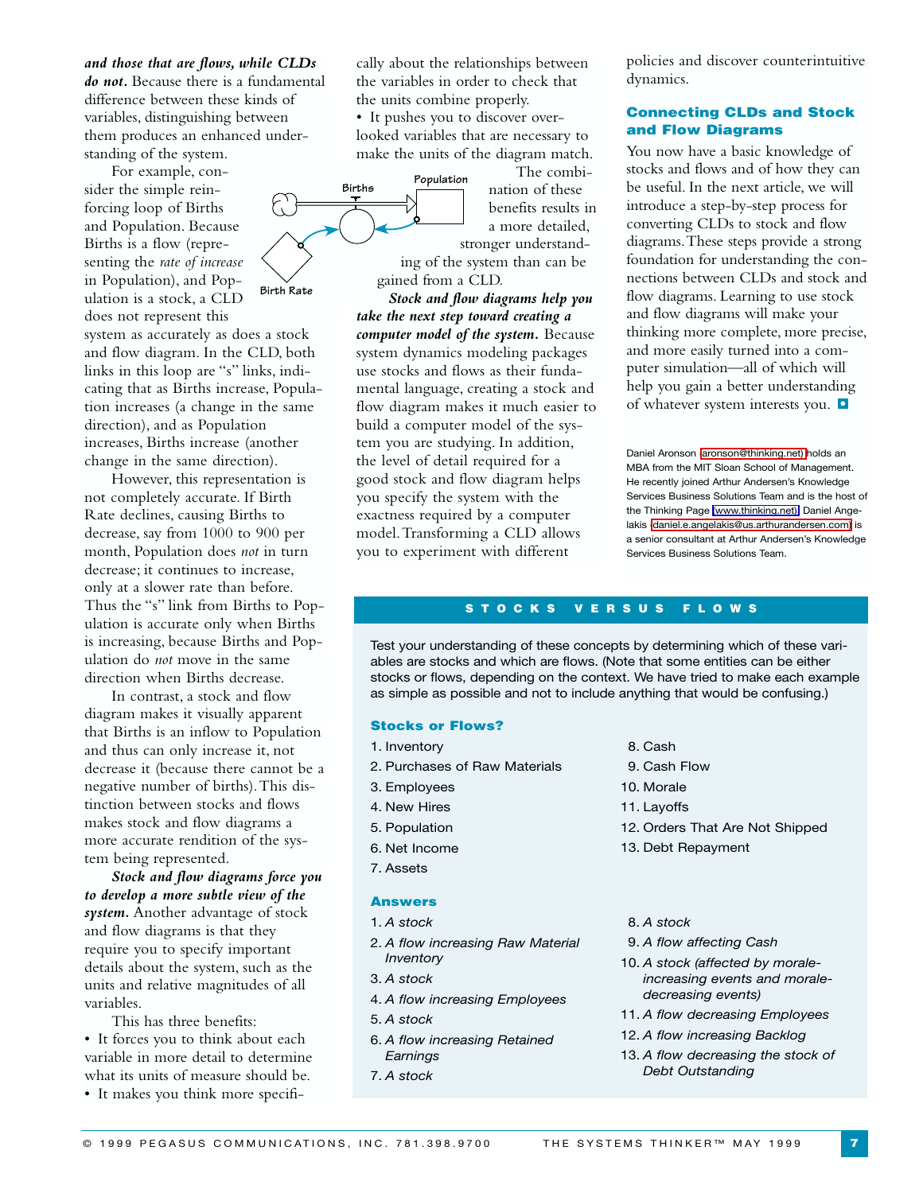***and those that are flows, while CLDs do not.*** Because there is a fundamental difference between these kinds of variables, distinguishing between them produces an enhanced understanding of the system.

For example, consider the simple reinforcing loop of Births and Population. Because Births is a flow (representing the *rate of increase* in Population), and Population is a stock, a CLD does not represent this system as accurately as does a stock and flow diagram. In the CLD, both links in this loop are "s" links, indicating that as Births increase, Population increases (a change in the same direction), and as Population increases, Births increase (another change in the same direction).

However, this representation is not completely accurate. If Birth Rate declines, causing Births to decrease, say from 1000 to 900 per month, Population does *not* in turn decrease; it continues to increase, only at a slower rate than before. Thus the "s" link from Births to Population is accurate only when Births is increasing, because Births and Population do *not* move in the same direction when Births decrease.

In contrast, a stock and flow diagram makes it visually apparent that Births is an inflow to Population and thus can only increase it, not decrease it (because there cannot be a negative number of births). This distinction between stocks and flows makes stock and flow diagrams a more accurate rendition of the system being represented.

***Stock and flow diagrams force you to develop a more subtle view of the system.*** Another advantage of stock and flow diagrams is that they require you to specify important details about the system, such as the units and relative magnitudes of all variables.

This has three benefits:

- It forces you to think about each variable in more detail to determine what its units of measure should be.
- It makes you think more specifically about the relationships between the variables in order to check that the units combine properly.
- It pushes you to discover overlooked variables that are necessary to make the units of the diagram match.

Births
Population
Birth Rate

The combination of these benefits results in a more detailed, stronger understanding of the system than can be gained from a CLD.

***Stock and flow diagrams help you take the next step toward creating a computer model of the system.*** Because system dynamics modeling packages use stocks and flows as their fundamental language, creating a stock and flow diagram makes it much easier to build a computer model of the system you are studying. In addition, the level of detail required for a good stock and flow diagram helps you specify the system with the exactness required by a computer model. Transforming a CLD allows you to experiment with different policies and discover counterintuitive dynamics.

### Connecting CLDs and Stock and Flow Diagrams

You now have a basic knowledge of stocks and flows and of how they can be useful. In the next article, we will introduce a step-by-step process for converting CLDs to stock and flow diagrams. These steps provide a strong foundation for understanding the connections between CLDs and stock and flow diagrams. Learning to use stock and flow diagrams will make your thinking more complete, more precise, and more easily turned into a computer simulation—all of which will help you gain a better understanding of whatever system interests you. ◘

Daniel Aronson (aronson@thinking.net) holds an MBA from the MIT Sloan School of Management. He recently joined Arthur Andersen's Knowledge Services Business Solutions Team and is the host of the Thinking Page (www.thinking.net). Daniel Angelakis (daniel.e.angelakis@us.arthurandersen.com) is a senior consultant at Arthur Andersen's Knowledge Services Business Solutions Team.

## STOCKS VERSUS FLOWS

Test your understanding of these concepts by determining which of these variables are stocks and which are flows. (Note that some entities can be either stocks or flows, depending on the context. We have tried to make each example as simple as possible and not to include anything that would be confusing.)

### Stocks or Flows?

1. Inventory
2. Purchases of Raw Materials
3. Employees
4. New Hires
5. Population
6. Net Income
7. Assets
8. Cash
9. Cash Flow
10. Morale
11. Layoffs
12. Orders That Are Not Shipped
13. Debt Repayment

### Answers

1. *A stock*
2. *A flow increasing Raw Material Inventory*
3. *A stock*
4. *A flow increasing Employees*
5. *A stock*
6. *A flow increasing Retained Earnings*
7. *A stock*
8. *A stock*
9. *A flow affecting Cash*
10. *A stock (affected by morale-increasing events and morale-decreasing events)*
11. *A flow decreasing Employees*
12. *A flow increasing Backlog*
13. *A flow decreasing the stock of Debt Outstanding*